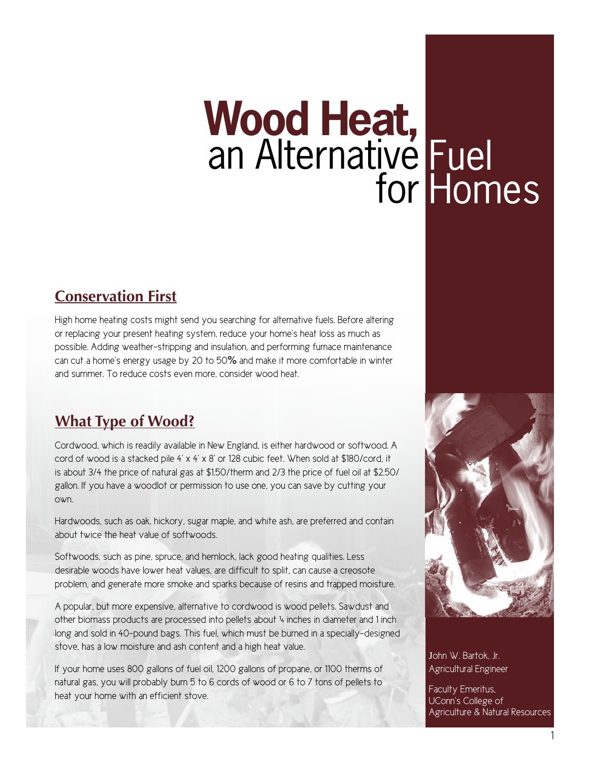# Wood Heat, an Alternative Fuel for Homes

John W. Bartok, Jr.
Agricultural Engineer

Faculty Emeritus,
UConn's College of Agriculture & Natural Resources

## Conservation First

High home heating costs might send you searching for alternative fuels. Before altering or replacing your present heating system, reduce your home's heat loss as much as possible. Adding weather-stripping and insulation, and performing furnace maintenance can cut a home's energy usage by 20 to 50**%** and make it more comfortable in winter and summer. To reduce costs even more, consider wood heat.

## What Type of Wood?

Cordwood, which is readily available in New England, is either hardwood or softwood. A cord of wood is a stacked pile 4' x 4' x 8' or 128 cubic feet. When sold at $180/cord, it is about 3/4 the price of natural gas at $1.50/therm and 2/3 the price of fuel oil at $2.50/gallon. If you have a woodlot or permission to use one, you can save by cutting your own.

Hardwoods, such as oak, hickory, sugar maple, and white ash, are preferred and contain about twice the heat value of softwoods.

Softwoods, such as pine, spruce, and hemlock, lack good heating qualities. Less desirable woods have lower heat values, are difficult to split, can cause a creosote problem, and generate more smoke and sparks because of resins and trapped moisture.

A popular, but more expensive, alternative to cordwood is wood pellets. Sawdust and other biomass products are processed into pellets about ¼ inches in diameter and 1 inch long and sold in 40-pound bags. This fuel, which must be burned in a specially-designed stove, has a low moisture and ash content and a high heat value.

If your home uses 800 gallons of fuel oil, 1200 gallons of propane, or 1100 therms of natural gas, you will probably burn 5 to 6 cords of wood or 6 to 7 tons of pellets to heat your home with an efficient stove.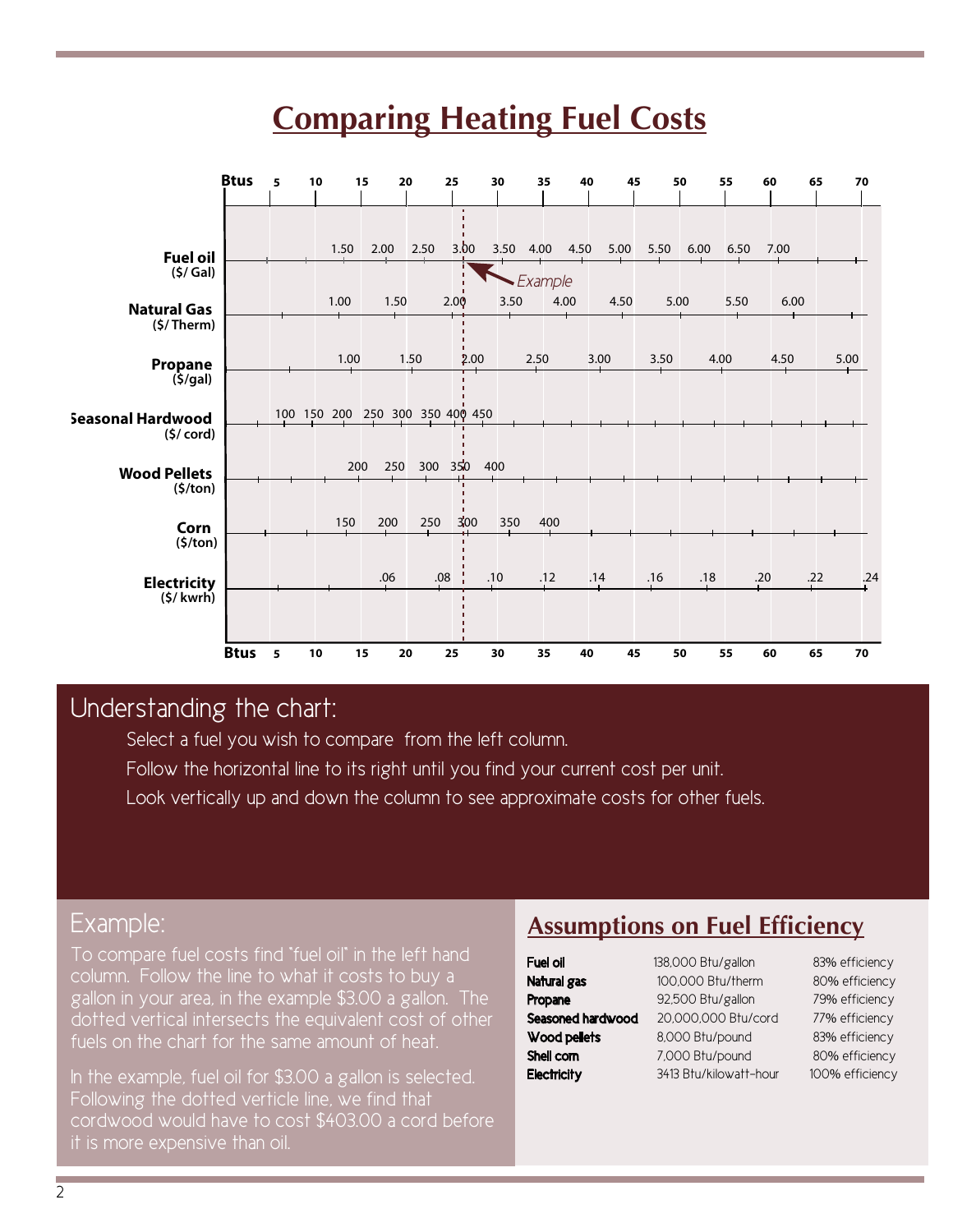# Comparing Heating Fuel Costs

| Btus | 5 | 10 | 15 | 20 | 25 | 30 | 35 | 40 | 45 | 50 | 55 | 60 | 65 | 70 |
|---|---|---|---|---|---|---|---|---|---|---|---|---|---|---|
| **Fuel oil** ($/ Gal) | | 1.50 | 2.00 | 2.50 | 3.00 | 3.50 | 4.00 | 4.50 | 5.00 | 5.50 | 6.00 | 6.50 | 7.00 | |
| **Natural Gas** ($/ Therm) | | 1.00 | 1.50 | 2.00 | 3.50 | 4.00 | 4.50 | 5.00 | 5.50 | 6.00 | | | | |
| **Propane** ($/gal) | | 1.00 | 1.50 | 2.00 | 2.50 | 3.00 | 3.50 | 4.00 | 4.50 | 5.00 | | | | |
| **Seasonal Hardwood** ($/ cord) | 100 | 150 | 200 | 250 | 300 | 350 | 400 | 450 | | | | | | |
| **Wood Pellets** ($/ton) | 200 | 250 | 300 | 350 | 400 | | | | | | | | | |
| **Corn** ($/ton) | 150 | 200 | 250 | 300 | 350 | 400 | | | | | | | | |
| **Electricity** ($/ kwrh) | .06 | .08 | .10 | .12 | .14 | .16 | .18 | .20 | .22 | .24 | | | | |

*Example*

## Understanding the chart:

Select a fuel you wish to compare from the left column.

Follow the horizontal line to its right until you find your current cost per unit.

Look vertically up and down the column to see approximate costs for other fuels.

## Example:

To compare fuel costs find "fuel oil" in the left hand column. Follow the line to what it costs to buy a gallon in your area, in the example $3.00 a gallon. The dotted vertical intersects the equivalent cost of other fuels on the chart for the same amount of heat.

In the example, fuel oil for $3.00 a gallon is selected. Following the dotted verticle line, we find that cordwood would have to cost $403.00 a cord before it is more expensive than oil.

## Assumptions on Fuel Efficiency

| | | |
|---|---|---|
| **Fuel oil** | 138,000 Btu/gallon | 83% efficiency |
| **Natural gas** | 100,000 Btu/therm | 80% efficiency |
| **Propane** | 92,500 Btu/gallon | 79% efficiency |
| **Seasoned hardwood** | 20,000,000 Btu/cord | 77% efficiency |
| **Wood pellets** | 8,000 Btu/pound | 83% efficiency |
| **Shell corn** | 7,000 Btu/pound | 80% efficiency |
| **Electricity** | 3413 Btu/kilowatt-hour | 100% efficiency |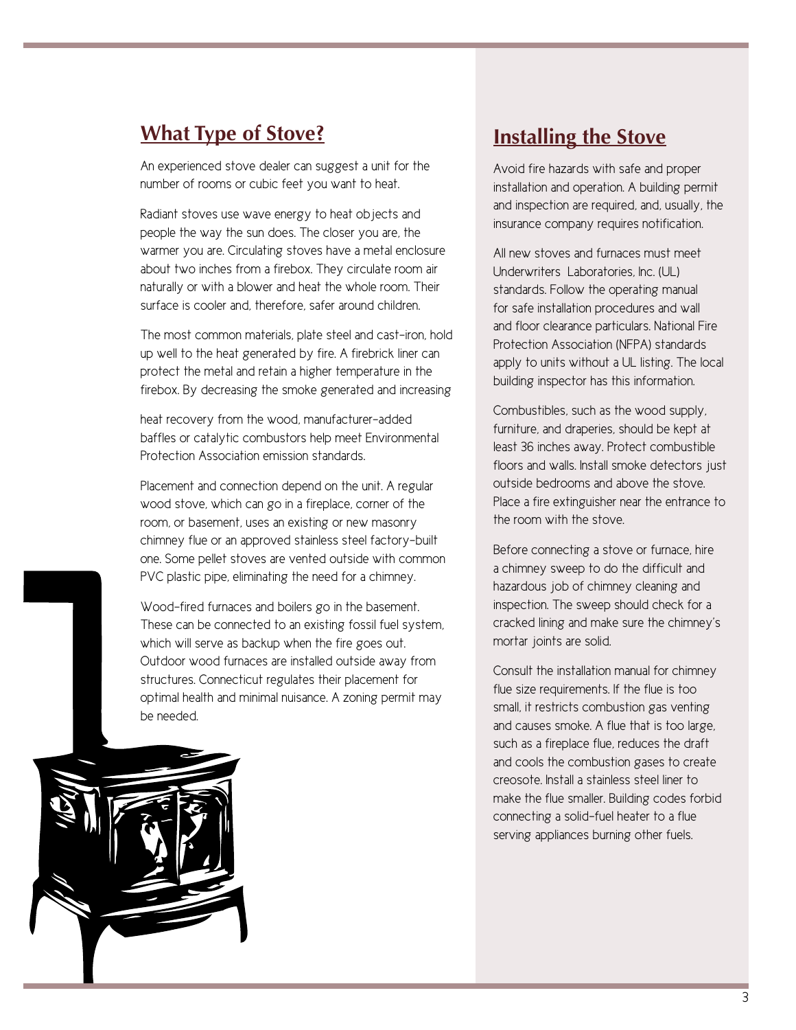## What Type of Stove?

An experienced stove dealer can suggest a unit for the number of rooms or cubic feet you want to heat.

Radiant stoves use wave energy to heat objects and people the way the sun does. The closer you are, the warmer you are. Circulating stoves have a metal enclosure about two inches from a firebox. They circulate room air naturally or with a blower and heat the whole room. Their surface is cooler and, therefore, safer around children.

The most common materials, plate steel and cast-iron, hold up well to the heat generated by fire. A firebrick liner can protect the metal and retain a higher temperature in the firebox. By decreasing the smoke generated and increasing heat recovery from the wood, manufacturer-added baffles or catalytic combustors help meet Environmental Protection Association emission standards.

Placement and connection depend on the unit. A regular wood stove, which can go in a fireplace, corner of the room, or basement, uses an existing or new masonry chimney flue or an approved stainless steel factory-built one. Some pellet stoves are vented outside with common PVC plastic pipe, eliminating the need for a chimney.

Wood-fired furnaces and boilers go in the basement. These can be connected to an existing fossil fuel system, which will serve as backup when the fire goes out. Outdoor wood furnaces are installed outside away from structures. Connecticut regulates their placement for optimal health and minimal nuisance. A zoning permit may be needed.

## Installing the Stove

Avoid fire hazards with safe and proper installation and operation. A building permit and inspection are required, and, usually, the insurance company requires notification.

All new stoves and furnaces must meet Underwriters Laboratories, Inc. (UL) standards. Follow the operating manual for safe installation procedures and wall and floor clearance particulars. National Fire Protection Association (NFPA) standards apply to units without a UL listing. The local building inspector has this information.

Combustibles, such as the wood supply, furniture, and draperies, should be kept at least 36 inches away. Protect combustible floors and walls. Install smoke detectors just outside bedrooms and above the stove. Place a fire extinguisher near the entrance to the room with the stove.

Before connecting a stove or furnace, hire a chimney sweep to do the difficult and hazardous job of chimney cleaning and inspection. The sweep should check for a cracked lining and make sure the chimney's mortar joints are solid.

Consult the installation manual for chimney flue size requirements. If the flue is too small, it restricts combustion gas venting and causes smoke. A flue that is too large, such as a fireplace flue, reduces the draft and cools the combustion gases to create creosote. Install a stainless steel liner to make the flue smaller. Building codes forbid connecting a solid-fuel heater to a flue serving appliances burning other fuels.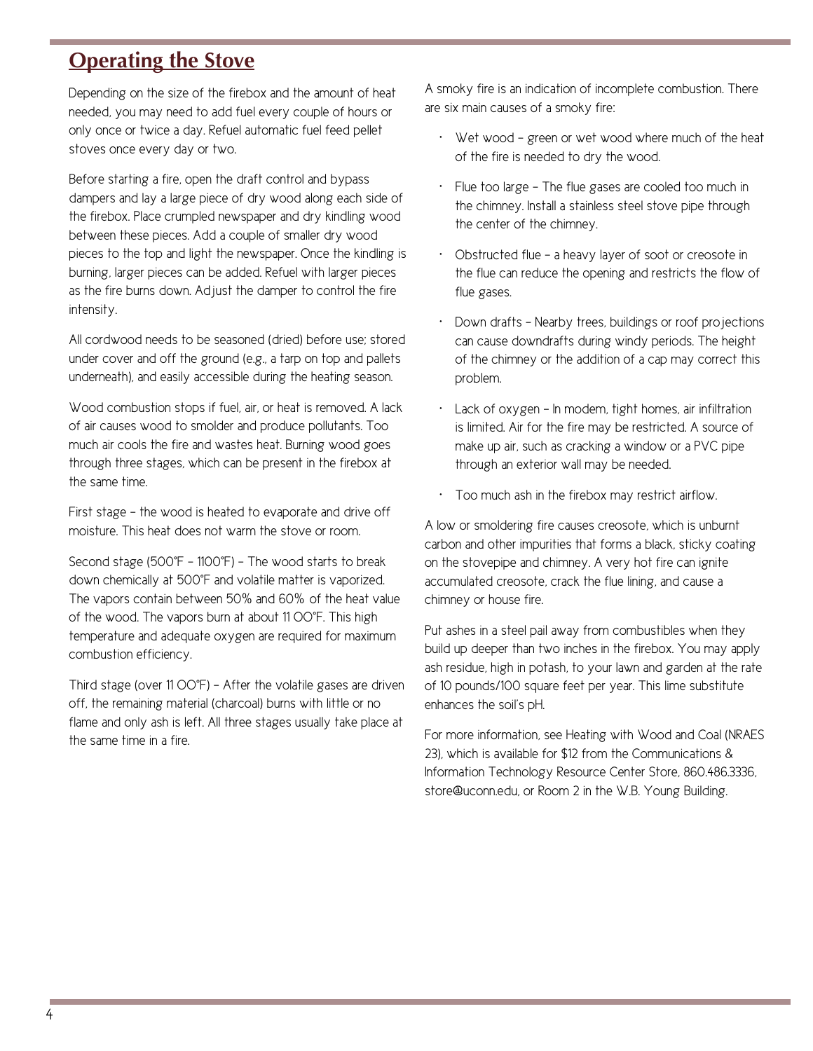## Operating the Stove

Depending on the size of the firebox and the amount of heat needed, you may need to add fuel every couple of hours or only once or twice a day. Refuel automatic fuel feed pellet stoves once every day or two.

Before starting a fire, open the draft control and bypass dampers and lay a large piece of dry wood along each side of the firebox. Place crumpled newspaper and dry kindling wood between these pieces. Add a couple of smaller dry wood pieces to the top and light the newspaper. Once the kindling is burning, larger pieces can be added. Refuel with larger pieces as the fire burns down. Adjust the damper to control the fire intensity.

All cordwood needs to be seasoned (dried) before use; stored under cover and off the ground (e.g., a tarp on top and pallets underneath), and easily accessible during the heating season.

Wood combustion stops if fuel, air, or heat is removed. A lack of air causes wood to smolder and produce pollutants. Too much air cools the fire and wastes heat. Burning wood goes through three stages, which can be present in the firebox at the same time.

First stage – the wood is heated to evaporate and drive off moisture. This heat does not warm the stove or room.

Second stage (500°F – 1100°F) – The wood starts to break down chemically at 500°F and volatile matter is vaporized. The vapors contain between 50% and 60% of the heat value of the wood. The vapors burn at about 11 OO°F. This high temperature and adequate oxygen are required for maximum combustion efficiency.

Third stage (over 11 OO°F) – After the volatile gases are driven off, the remaining material (charcoal) burns with little or no flame and only ash is left. All three stages usually take place at the same time in a fire.

A smoky fire is an indication of incomplete combustion. There are six main causes of a smoky fire:

- Wet wood – green or wet wood where much of the heat of the fire is needed to dry the wood.
- Flue too large – The flue gases are cooled too much in the chimney. Install a stainless steel stove pipe through the center of the chimney.
- Obstructed flue – a heavy layer of soot or creosote in the flue can reduce the opening and restricts the flow of flue gases.
- Down drafts – Nearby trees, buildings or roof projections can cause downdrafts during windy periods. The height of the chimney or the addition of a cap may correct this problem.
- Lack of oxygen – In modem, tight homes, air infiltration is limited. Air for the fire may be restricted. A source of make up air, such as cracking a window or a PVC pipe through an exterior wall may be needed.
- Too much ash in the firebox may restrict airflow.

A low or smoldering fire causes creosote, which is unburnt carbon and other impurities that forms a black, sticky coating on the stovepipe and chimney. A very hot fire can ignite accumulated creosote, crack the flue lining, and cause a chimney or house fire.

Put ashes in a steel pail away from combustibles when they build up deeper than two inches in the firebox. You may apply ash residue, high in potash, to your lawn and garden at the rate of 10 pounds/100 square feet per year. This lime substitute enhances the soil's pH.

For more information, see Heating with Wood and Coal (NRAES 23), which is available for $12 from the Communications & Information Technology Resource Center Store, 860.486.3336, store@uconn.edu, or Room 2 in the W.B. Young Building.